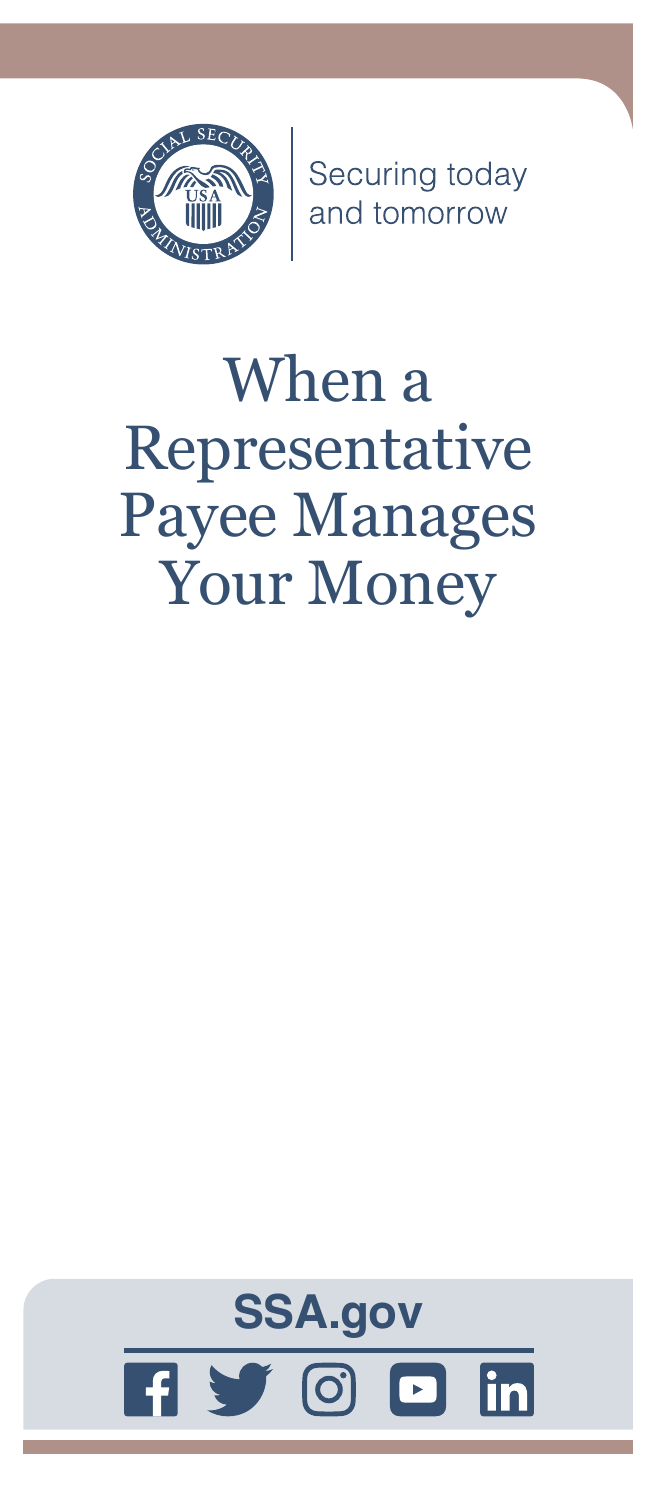Securing today and tomorrow

# When a Representative Payee Manages Your Money

**SSA.gov**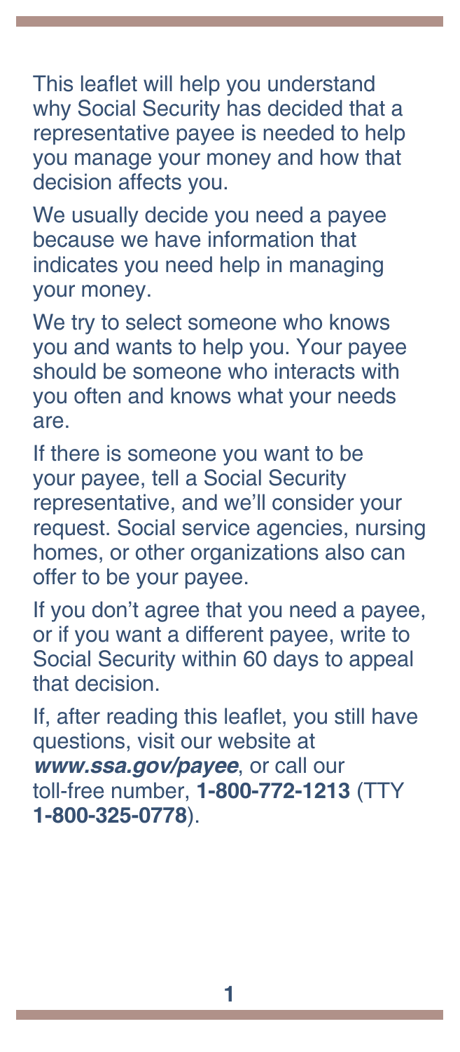This leaflet will help you understand why Social Security has decided that a representative payee is needed to help you manage your money and how that decision affects you.

We usually decide you need a payee because we have information that indicates you need help in managing your money.

We try to select someone who knows you and wants to help you. Your payee should be someone who interacts with you often and knows what your needs are.

If there is someone you want to be your payee, tell a Social Security representative, and we'll consider your request. Social service agencies, nursing homes, or other organizations also can offer to be your payee.

If you don't agree that you need a payee, or if you want a different payee, write to Social Security within 60 days to appeal that decision.

If, after reading this leaflet, you still have questions, visit our website at ***www.ssa.gov/payee***, or call our toll-free number, **1-800-772-1213** (TTY **1-800-325-0778**).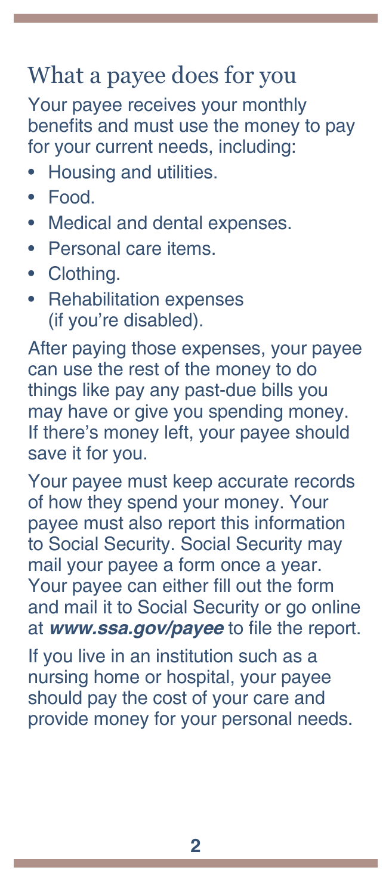## What a payee does for you

Your payee receives your monthly benefits and must use the money to pay for your current needs, including:

- Housing and utilities.
- Food.
- Medical and dental expenses.
- Personal care items.
- Clothing.
- Rehabilitation expenses (if you're disabled).

After paying those expenses, your payee can use the rest of the money to do things like pay any past-due bills you may have or give you spending money. If there's money left, your payee should save it for you.

Your payee must keep accurate records of how they spend your money. Your payee must also report this information to Social Security. Social Security may mail your payee a form once a year. Your payee can either fill out the form and mail it to Social Security or go online at ***www.ssa.gov/payee*** to file the report.

If you live in an institution such as a nursing home or hospital, your payee should pay the cost of your care and provide money for your personal needs.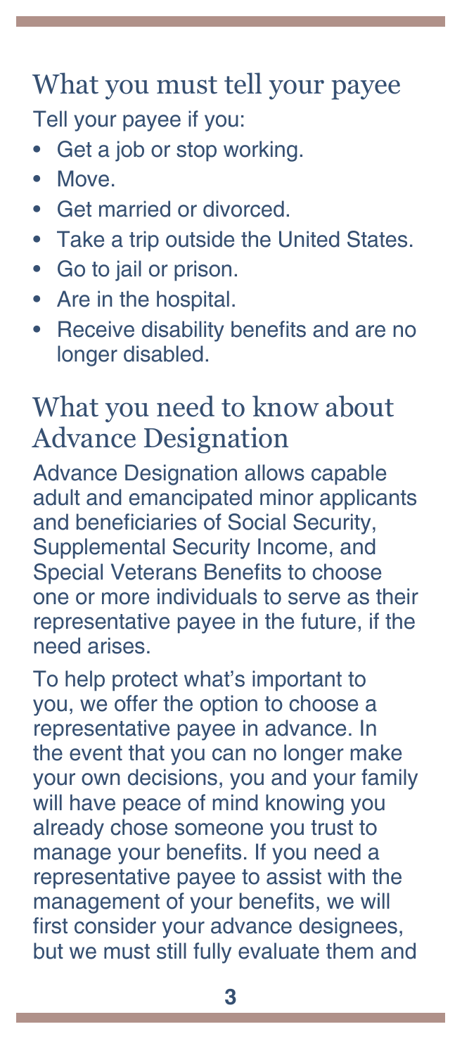## What you must tell your payee

Tell your payee if you:

- Get a job or stop working.
- Move.
- Get married or divorced.
- Take a trip outside the United States.
- Go to jail or prison.
- Are in the hospital.
- Receive disability benefits and are no longer disabled.

## What you need to know about Advance Designation

Advance Designation allows capable adult and emancipated minor applicants and beneficiaries of Social Security, Supplemental Security Income, and Special Veterans Benefits to choose one or more individuals to serve as their representative payee in the future, if the need arises.

To help protect what's important to you, we offer the option to choose a representative payee in advance. In the event that you can no longer make your own decisions, you and your family will have peace of mind knowing you already chose someone you trust to manage your benefits. If you need a representative payee to assist with the management of your benefits, we will first consider your advance designees, but we must still fully evaluate them and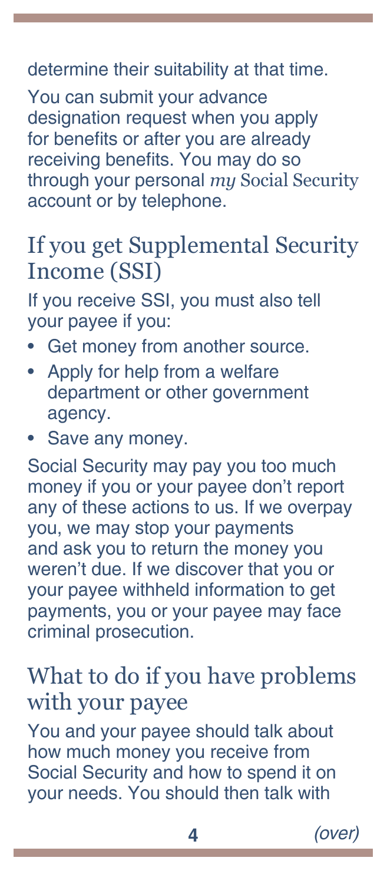determine their suitability at that time.

You can submit your advance designation request when you apply for benefits or after you are already receiving benefits. You may do so through your personal *my* Social Security account or by telephone.

## If you get Supplemental Security Income (SSI)

If you receive SSI, you must also tell your payee if you:

- Get money from another source.
- Apply for help from a welfare department or other government agency.
- Save any money.

Social Security may pay you too much money if you or your payee don't report any of these actions to us. If we overpay you, we may stop your payments and ask you to return the money you weren't due. If we discover that you or your payee withheld information to get payments, you or your payee may face criminal prosecution.

## What to do if you have problems with your payee

You and your payee should talk about how much money you receive from Social Security and how to spend it on your needs. You should then talk with

*(over)*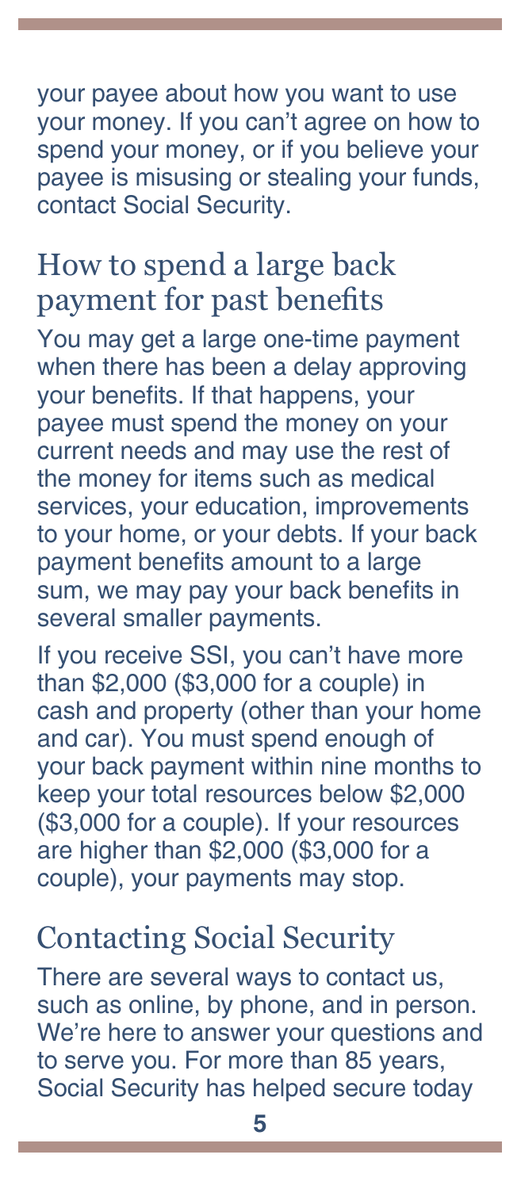your payee about how you want to use your money. If you can't agree on how to spend your money, or if you believe your payee is misusing or stealing your funds, contact Social Security.

## How to spend a large back payment for past benefits

You may get a large one-time payment when there has been a delay approving your benefits. If that happens, your payee must spend the money on your current needs and may use the rest of the money for items such as medical services, your education, improvements to your home, or your debts. If your back payment benefits amount to a large sum, we may pay your back benefits in several smaller payments.

If you receive SSI, you can't have more than $2,000 ($3,000 for a couple) in cash and property (other than your home and car). You must spend enough of your back payment within nine months to keep your total resources below $2,000 ($3,000 for a couple). If your resources are higher than $2,000 ($3,000 for a couple), your payments may stop.

## Contacting Social Security

There are several ways to contact us, such as online, by phone, and in person. We're here to answer your questions and to serve you. For more than 85 years, Social Security has helped secure today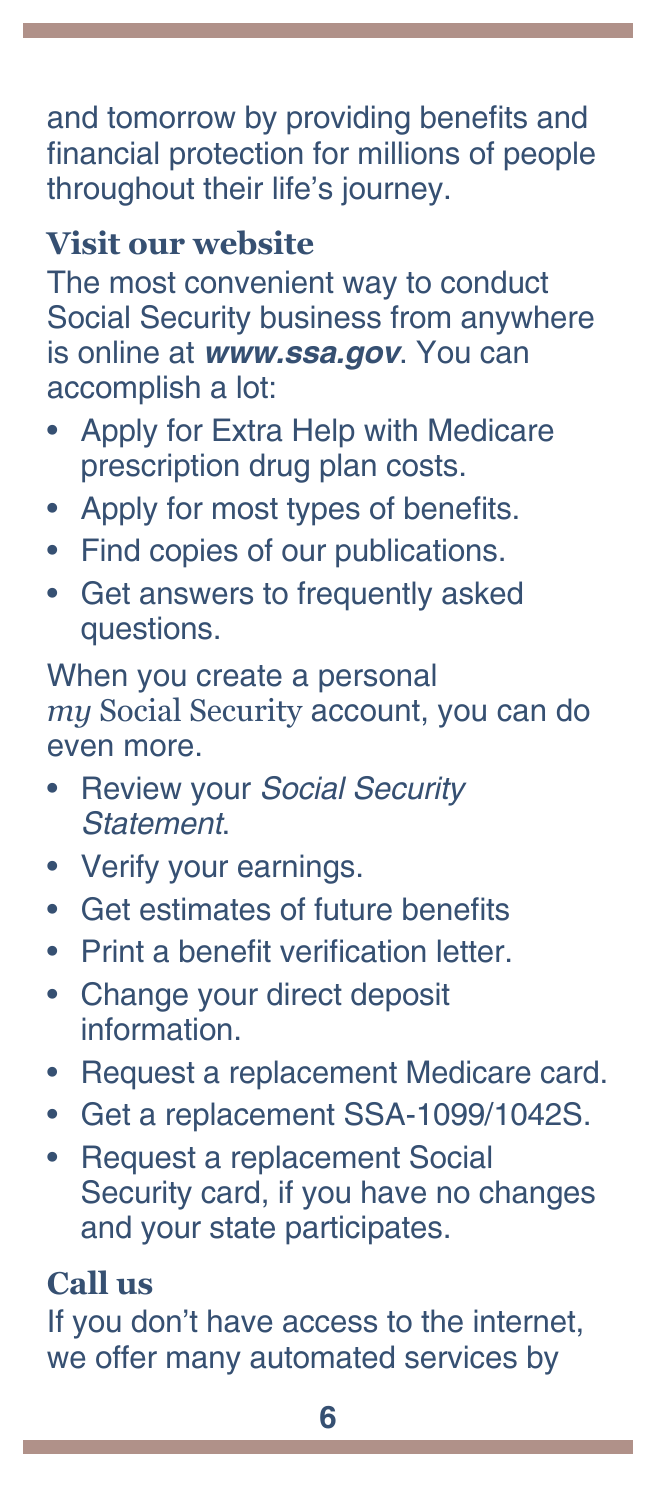and tomorrow by providing benefits and financial protection for millions of people throughout their life's journey.

### Visit our website

The most convenient way to conduct Social Security business from anywhere is online at ***www.ssa.gov***. You can accomplish a lot:

- Apply for Extra Help with Medicare prescription drug plan costs.
- Apply for most types of benefits.
- Find copies of our publications.
- Get answers to frequently asked questions.

When you create a personal *my* Social Security account, you can do even more.

- Review your *Social Security Statement*.
- Verify your earnings.
- Get estimates of future benefits
- Print a benefit verification letter.
- Change your direct deposit information.
- Request a replacement Medicare card.
- Get a replacement SSA-1099/1042S.
- Request a replacement Social Security card, if you have no changes and your state participates.

### Call us

If you don't have access to the internet, we offer many automated services by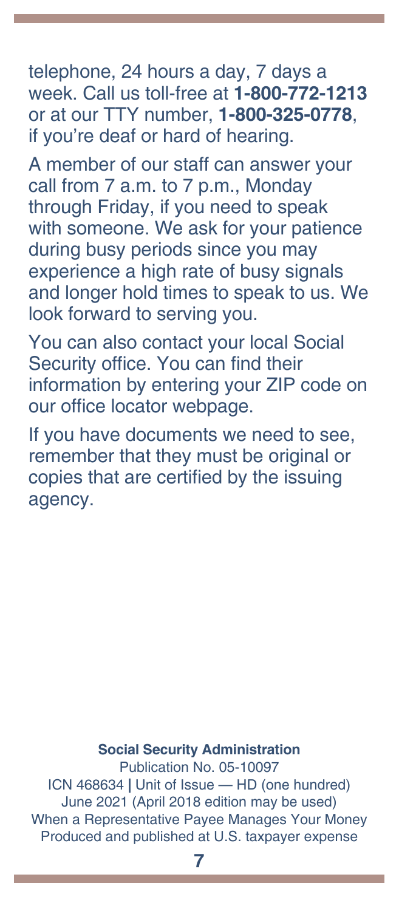telephone, 24 hours a day, 7 days a week. Call us toll-free at **1-800-772-1213** or at our TTY number, **1-800-325-0778**, if you're deaf or hard of hearing.

A member of our staff can answer your call from 7 a.m. to 7 p.m., Monday through Friday, if you need to speak with someone. We ask for your patience during busy periods since you may experience a high rate of busy signals and longer hold times to speak to us. We look forward to serving you.

You can also contact your local Social Security office. You can find their information by entering your ZIP code on our office locator webpage.

If you have documents we need to see, remember that they must be original or copies that are certified by the issuing agency.

**Social Security Administration**
Publication No. 05-10097
ICN 468634 | Unit of Issue — HD (one hundred)
June 2021 (April 2018 edition may be used)
When a Representative Payee Manages Your Money
Produced and published at U.S. taxpayer expense